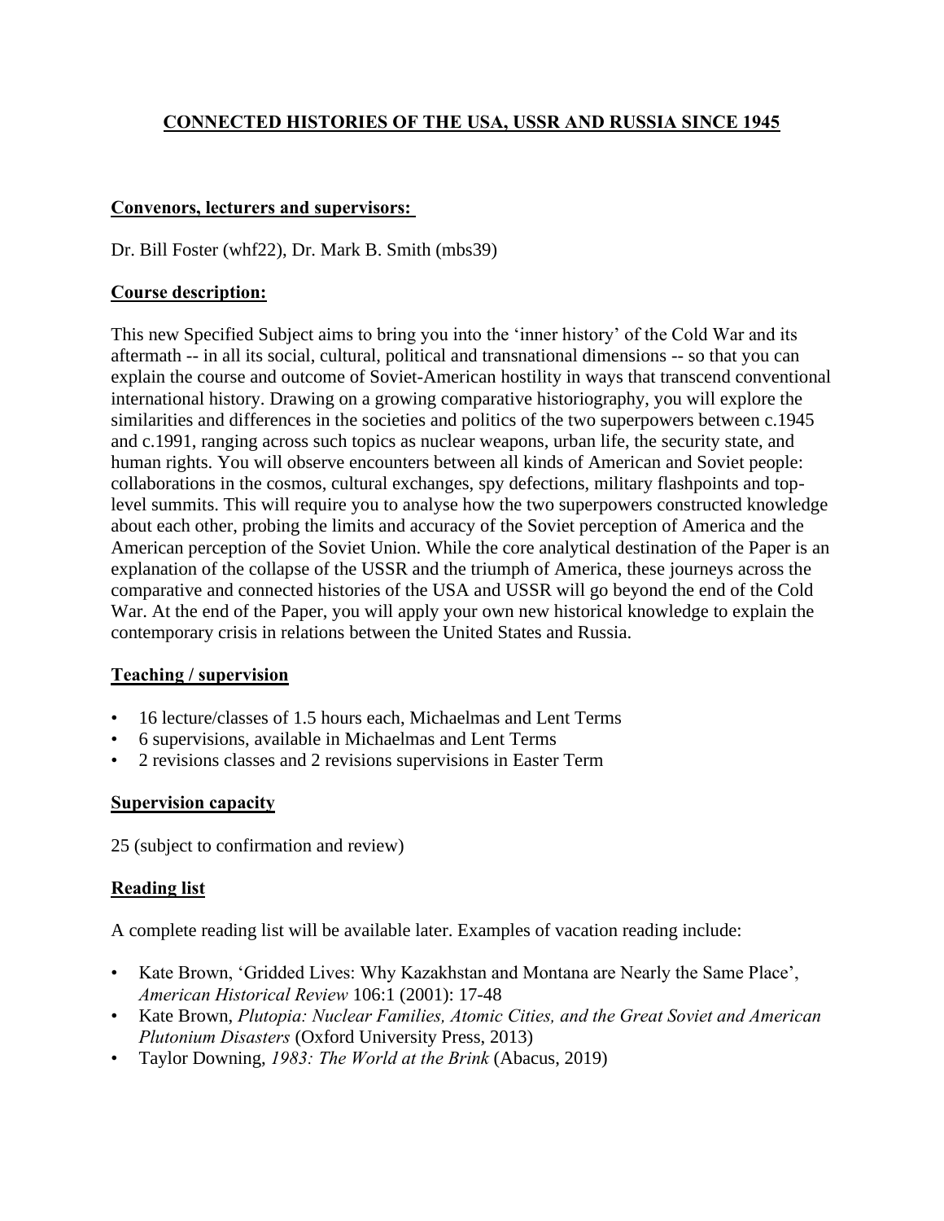# CONNECTED HISTORIES OF THE USA, USSR AND RUSSIA SINCE 1945

## Convenors, lecturers and supervisors:

Dr. Bill Foster (whf22), Dr. Mark B. Smith (mbs39)

## Course description:

This new Specified Subject aims to bring you into the 'inner history' of the Cold War and its aftermath -- in all its social, cultural, political and transnational dimensions -- so that you can explain the course and outcome of Soviet-American hostility in ways that transcend conventional international history. Drawing on a growing comparative historiography, you will explore the similarities and differences in the societies and politics of the two superpowers between c.1945 and c.1991, ranging across such topics as nuclear weapons, urban life, the security state, and human rights. You will observe encounters between all kinds of American and Soviet people: collaborations in the cosmos, cultural exchanges, spy defections, military flashpoints and top-level summits. This will require you to analyse how the two superpowers constructed knowledge about each other, probing the limits and accuracy of the Soviet perception of America and the American perception of the Soviet Union. While the core analytical destination of the Paper is an explanation of the collapse of the USSR and the triumph of America, these journeys across the comparative and connected histories of the USA and USSR will go beyond the end of the Cold War. At the end of the Paper, you will apply your own new historical knowledge to explain the contemporary crisis in relations between the United States and Russia.

## Teaching / supervision

- 16 lecture/classes of 1.5 hours each, Michaelmas and Lent Terms
- 6 supervisions, available in Michaelmas and Lent Terms
- 2 revisions classes and 2 revisions supervisions in Easter Term

## Supervision capacity

25 (subject to confirmation and review)

## Reading list

A complete reading list will be available later. Examples of vacation reading include:

- Kate Brown, 'Gridded Lives: Why Kazakhstan and Montana are Nearly the Same Place', *American Historical Review* 106:1 (2001): 17-48
- Kate Brown, *Plutopia: Nuclear Families, Atomic Cities, and the Great Soviet and American Plutonium Disasters* (Oxford University Press, 2013)
- Taylor Downing, *1983: The World at the Brink* (Abacus, 2019)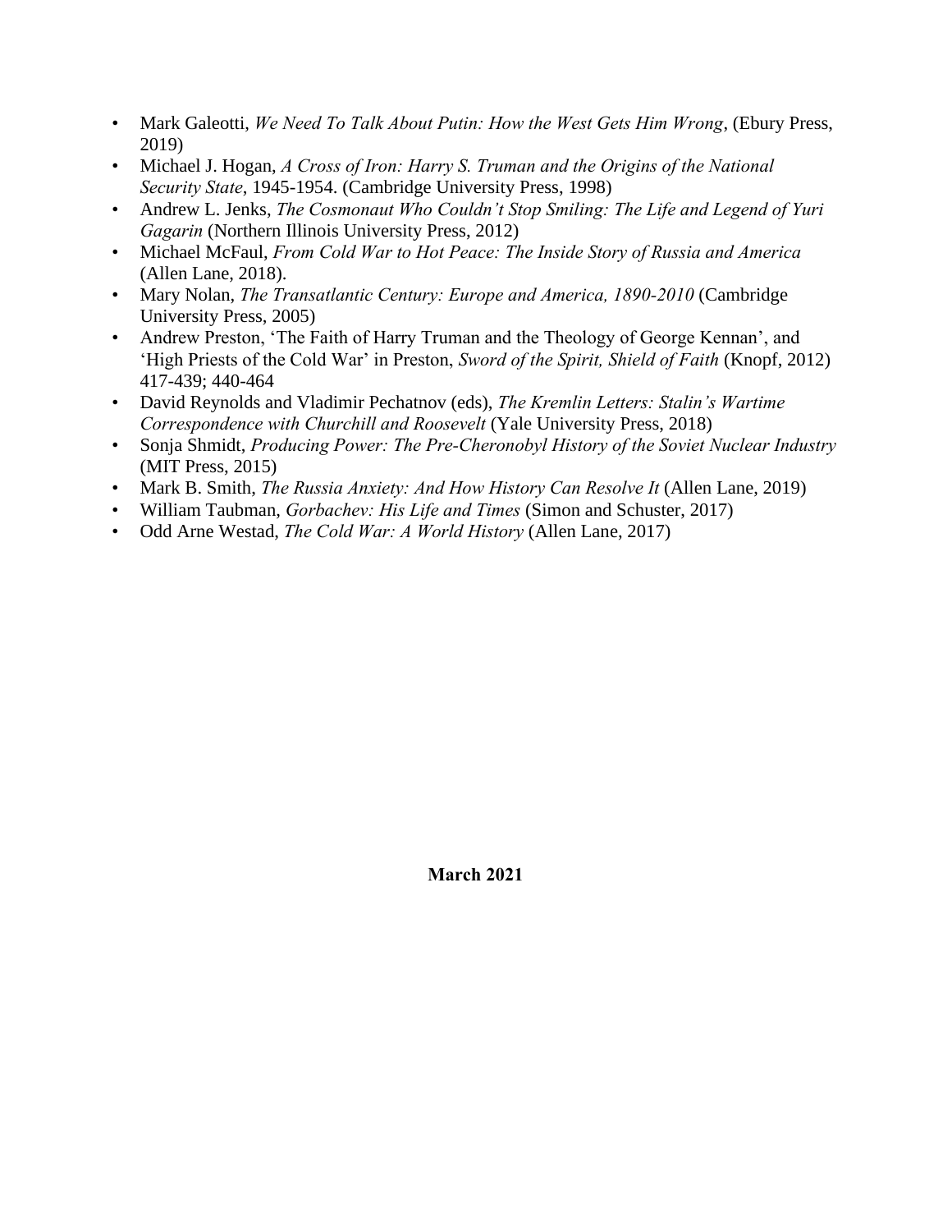- Mark Galeotti, *We Need To Talk About Putin: How the West Gets Him Wrong*, (Ebury Press, 2019)
- Michael J. Hogan, *A Cross of Iron: Harry S. Truman and the Origins of the National Security State*, 1945-1954. (Cambridge University Press, 1998)
- Andrew L. Jenks, *The Cosmonaut Who Couldn't Stop Smiling: The Life and Legend of Yuri Gagarin* (Northern Illinois University Press, 2012)
- Michael McFaul, *From Cold War to Hot Peace: The Inside Story of Russia and America* (Allen Lane, 2018).
- Mary Nolan, *The Transatlantic Century: Europe and America, 1890-2010* (Cambridge University Press, 2005)
- Andrew Preston, 'The Faith of Harry Truman and the Theology of George Kennan', and 'High Priests of the Cold War' in Preston, *Sword of the Spirit, Shield of Faith* (Knopf, 2012) 417-439; 440-464
- David Reynolds and Vladimir Pechatnov (eds), *The Kremlin Letters: Stalin's Wartime Correspondence with Churchill and Roosevelt* (Yale University Press, 2018)
- Sonja Shmidt, *Producing Power: The Pre-Cheronobyl History of the Soviet Nuclear Industry* (MIT Press, 2015)
- Mark B. Smith, *The Russia Anxiety: And How History Can Resolve It* (Allen Lane, 2019)
- William Taubman, *Gorbachev: His Life and Times* (Simon and Schuster, 2017)
- Odd Arne Westad, *The Cold War: A World History* (Allen Lane, 2017)

**March 2021**